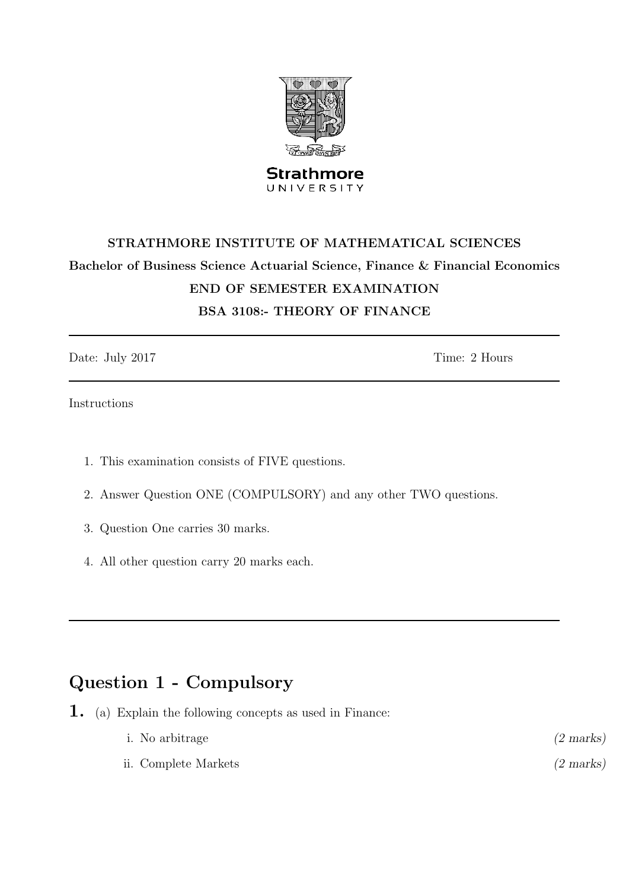Strathmore
UNIVERSITY

**STRATHMORE INSTITUTE OF MATHEMATICAL SCIENCES**

**Bachelor of Business Science Actuarial Science, Finance & Financial Economics**

**END OF SEMESTER EXAMINATION**

**BSA 3108:- THEORY OF FINANCE**

---

Date: July 2017 Time: 2 Hours

---

Instructions

1. This examination consists of FIVE questions.
2. Answer Question ONE (COMPULSORY) and any other TWO questions.
3. Question One carries 30 marks.
4. All other question carry 20 marks each.

---

## Question 1 - Compulsory

**1.** (a) Explain the following concepts as used in Finance:

i. No arbitrage *(2 marks)*

ii. Complete Markets *(2 marks)*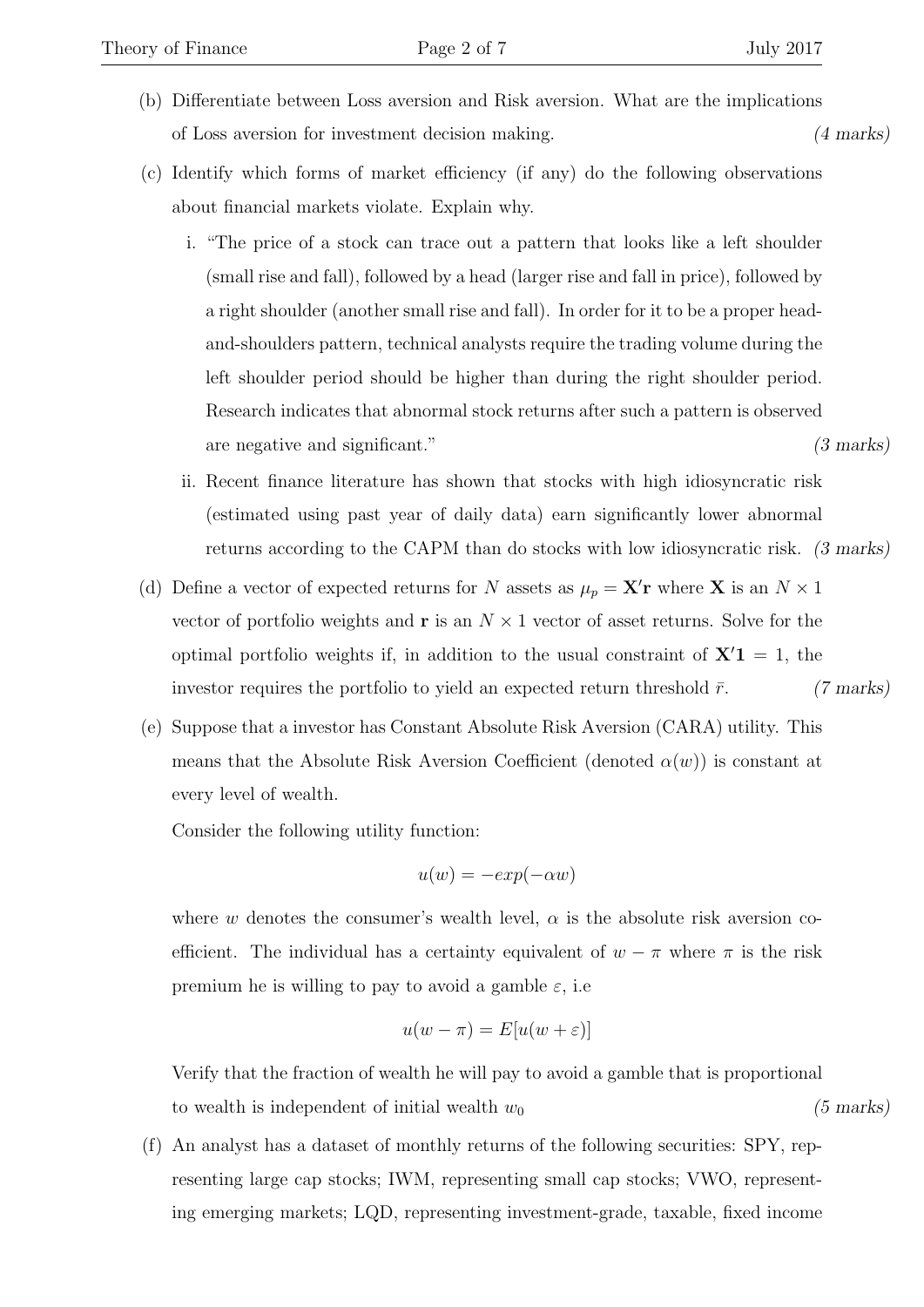(b) Differentiate between Loss aversion and Risk aversion. What are the implications of Loss aversion for investment decision making. *(4 marks)*

(c) Identify which forms of market efficiency (if any) do the following observations about financial markets violate. Explain why.

  i. "The price of a stock can trace out a pattern that looks like a left shoulder (small rise and fall), followed by a head (larger rise and fall in price), followed by a right shoulder (another small rise and fall). In order for it to be a proper head-and-shoulders pattern, technical analysts require the trading volume during the left shoulder period should be higher than during the right shoulder period. Research indicates that abnormal stock returns after such a pattern is observed are negative and significant." *(3 marks)*

  ii. Recent finance literature has shown that stocks with high idiosyncratic risk (estimated using past year of daily data) earn significantly lower abnormal returns according to the CAPM than do stocks with low idiosyncratic risk. *(3 marks)*

(d) Define a vector of expected returns for $N$ assets as $\mu_p = \mathbf{X'r}$ where $\mathbf{X}$ is an $N \times 1$ vector of portfolio weights and $\mathbf{r}$ is an $N \times 1$ vector of asset returns. Solve for the optimal portfolio weights if, in addition to the usual constraint of $\mathbf{X'1} = 1$, the investor requires the portfolio to yield an expected return threshold $\bar{r}$. *(7 marks)*

(e) Suppose that a investor has Constant Absolute Risk Aversion (CARA) utility. This means that the Absolute Risk Aversion Coefficient (denoted $\alpha(w)$) is constant at every level of wealth.

Consider the following utility function:

$$u(w) = -exp(-\alpha w)$$

where $w$ denotes the consumer's wealth level, $\alpha$ is the absolute risk aversion coefficient. The individual has a certainty equivalent of $w - \pi$ where $\pi$ is the risk premium he is willing to pay to avoid a gamble $\varepsilon$, i.e

$$u(w - \pi) = E[u(w + \varepsilon)]$$

Verify that the fraction of wealth he will pay to avoid a gamble that is proportional to wealth is independent of initial wealth $w_0$ *(5 marks)*

(f) An analyst has a dataset of monthly returns of the following securities: SPY, representing large cap stocks; IWM, representing small cap stocks; VWO, representing emerging markets; LQD, representing investment-grade, taxable, fixed income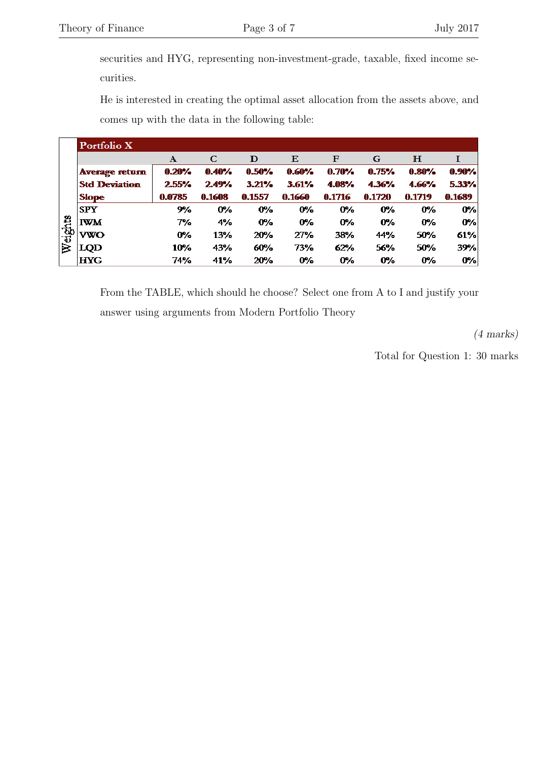securities and HYG, representing non-investment-grade, taxable, fixed income securities.

He is interested in creating the optimal asset allocation from the assets above, and comes up with the data in the following table:

| Portfolio X | | A | C | D | E | F | G | H | I |
|---|---|---|---|---|---|---|---|---|---|
| | Average return | 0.20% | 0.40% | 0.50% | 0.60% | 0.70% | 0.75% | 0.80% | 0.90% |
| | Std Deviation | 2.55% | 2.49% | 3.21% | 3.61% | 4.08% | 4.36% | 4.66% | 5.33% |
| | Slope | 0.0785 | 0.1608 | 0.1557 | 0.1660 | 0.1716 | 0.1720 | 0.1719 | 0.1689 |
| Weights | SPY | 9% | 0% | 0% | 0% | 0% | 0% | 0% | 0% |
| | IWM | 7% | 4% | 0% | 0% | 0% | 0% | 0% | 0% |
| | VWO | 0% | 13% | 20% | 27% | 38% | 44% | 50% | 61% |
| | LQD | 10% | 43% | 60% | 73% | 62% | 56% | 50% | 39% |
| | HYG | 74% | 41% | 20% | 0% | 0% | 0% | 0% | 0% |

From the TABLE, which should he choose? Select one from A to I and justify your answer using arguments from Modern Portfolio Theory

*(4 marks)*

Total for Question 1: 30 marks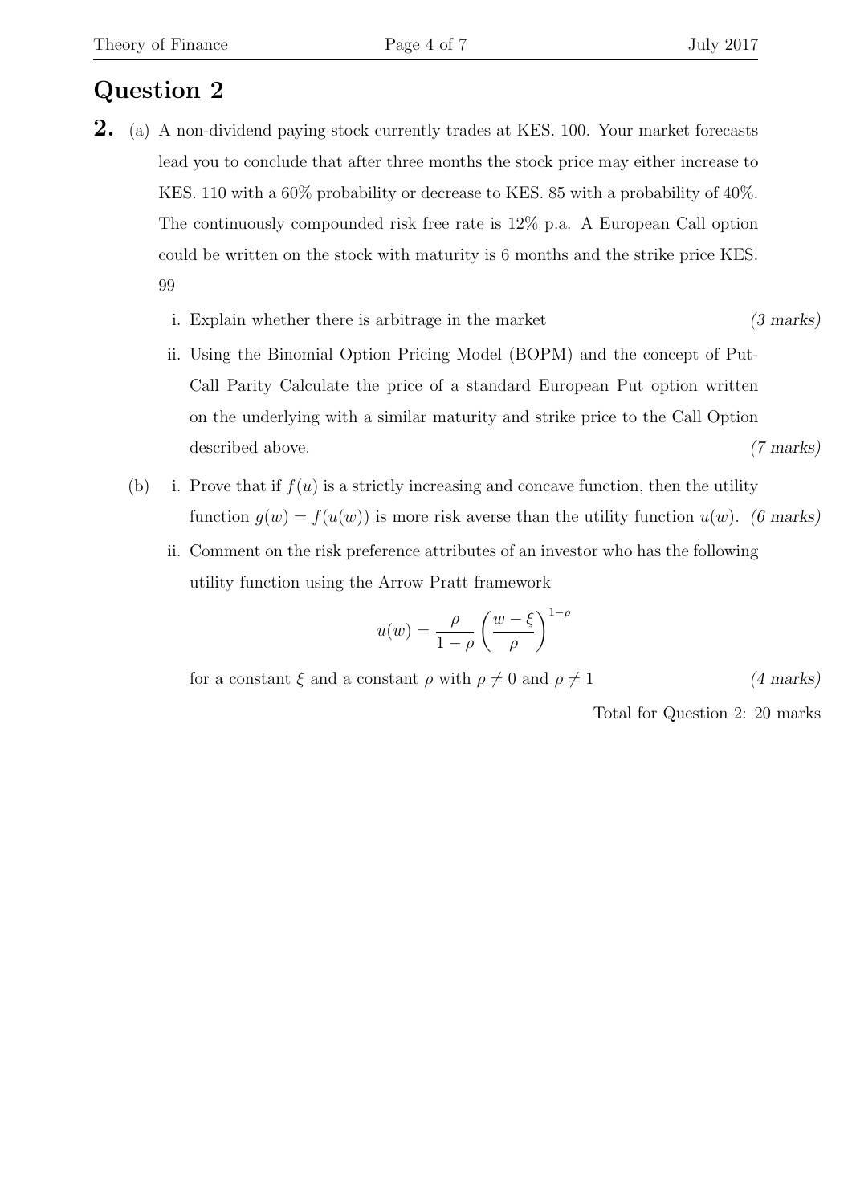## Question 2

**2.** (a) A non-dividend paying stock currently trades at KES. 100. Your market forecasts lead you to conclude that after three months the stock price may either increase to KES. 110 with a 60% probability or decrease to KES. 85 with a probability of 40%. The continuously compounded risk free rate is 12% p.a. A European Call option could be written on the stock with maturity is 6 months and the strike price KES. 99

i. Explain whether there is arbitrage in the market *(3 marks)*

ii. Using the Binomial Option Pricing Model (BOPM) and the concept of Put-Call Parity Calculate the price of a standard European Put option written on the underlying with a similar maturity and strike price to the Call Option described above. *(7 marks)*

(b) i. Prove that if $f(u)$ is a strictly increasing and concave function, then the utility function $g(w) = f(u(w))$ is more risk averse than the utility function $u(w)$. *(6 marks)*

ii. Comment on the risk preference attributes of an investor who has the following utility function using the Arrow Pratt framework

$$u(w) = \frac{\rho}{1-\rho}\left(\frac{w-\xi}{\rho}\right)^{1-\rho}$$

for a constant $\xi$ and a constant $\rho$ with $\rho \neq 0$ and $\rho \neq 1$ *(4 marks)*

Total for Question 2: 20 marks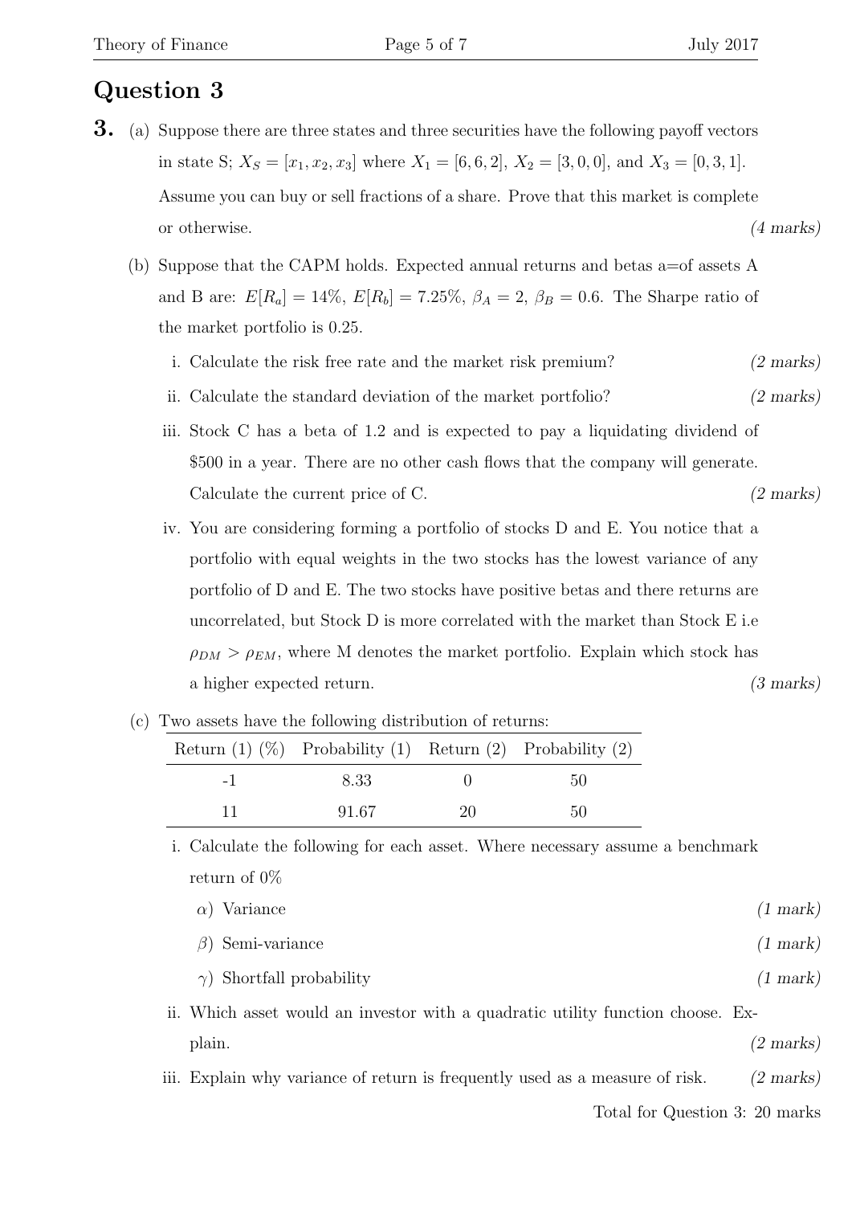# Question 3

**3.** (a) Suppose there are three states and three securities have the following payoff vectors in state S; $X_S = [x_1, x_2, x_3]$ where $X_1 = [6, 6, 2]$, $X_2 = [3, 0, 0]$, and $X_3 = [0, 3, 1]$. Assume you can buy or sell fractions of a share. Prove that this market is complete or otherwise. *(4 marks)*

(b) Suppose that the CAPM holds. Expected annual returns and betas a=of assets A and B are: $E[R_a] = 14\%$, $E[R_b] = 7.25\%$, $\beta_A = 2$, $\beta_B = 0.6$. The Sharpe ratio of the market portfolio is 0.25.

i. Calculate the risk free rate and the market risk premium? *(2 marks)*

ii. Calculate the standard deviation of the market portfolio? *(2 marks)*

iii. Stock C has a beta of 1.2 and is expected to pay a liquidating dividend of \$500 in a year. There are no other cash flows that the company will generate. Calculate the current price of C. *(2 marks)*

iv. You are considering forming a portfolio of stocks D and E. You notice that a portfolio with equal weights in the two stocks has the lowest variance of any portfolio of D and E. The two stocks have positive betas and there returns are uncorrelated, but Stock D is more correlated with the market than Stock E i.e $\rho_{DM} > \rho_{EM}$, where M denotes the market portfolio. Explain which stock has a higher expected return. *(3 marks)*

(c) Two assets have the following distribution of returns:

| Return (1) (%) | Probability (1) | Return (2) | Probability (2) |
|---|---|---|---|
| -1 | 8.33 | 0 | 50 |
| 11 | 91.67 | 20 | 50 |

i. Calculate the following for each asset. Where necessary assume a benchmark return of 0%

$\alpha$) Variance *(1 mark)*

$\beta$) Semi-variance *(1 mark)*

$\gamma$) Shortfall probability *(1 mark)*

ii. Which asset would an investor with a quadratic utility function choose. Explain. *(2 marks)*

iii. Explain why variance of return is frequently used as a measure of risk. *(2 marks)*

Total for Question 3: 20 marks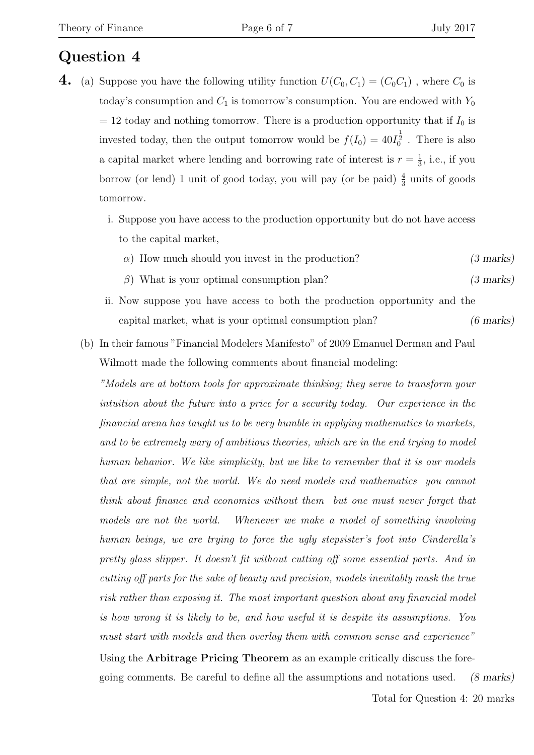# Question 4

**4.** (a) Suppose you have the following utility function $U(C_0, C_1) = (C_0 C_1)$ , where $C_0$ is today's consumption and $C_1$ is tomorrow's consumption. You are endowed with $Y_0 = 12$ today and nothing tomorrow. There is a production opportunity that if $I_0$ is invested today, then the output tomorrow would be $f(I_0) = 40 I_0^{\frac{1}{2}}$ . There is also a capital market where lending and borrowing rate of interest is $r = \frac{1}{3}$, i.e., if you borrow (or lend) 1 unit of good today, you will pay (or be paid) $\frac{4}{3}$ units of goods tomorrow.

i. Suppose you have access to the production opportunity but do not have access to the capital market,

$\alpha$) How much should you invest in the production? *(3 marks)*

$\beta$) What is your optimal consumption plan? *(3 marks)*

ii. Now suppose you have access to both the production opportunity and the capital market, what is your optimal consumption plan? *(6 marks)*

(b) In their famous "Financial Modelers Manifesto" of 2009 Emanuel Derman and Paul Wilmott made the following comments about financial modeling:

*"Models are at bottom tools for approximate thinking; they serve to transform your intuition about the future into a price for a security today. Our experience in the financial arena has taught us to be very humble in applying mathematics to markets, and to be extremely wary of ambitious theories, which are in the end trying to model human behavior. We like simplicity, but we like to remember that it is our models that are simple, not the world. We do need models and mathematics you cannot think about finance and economics without them but one must never forget that models are not the world. Whenever we make a model of something involving human beings, we are trying to force the ugly stepsister's foot into Cinderella's pretty glass slipper. It doesn't fit without cutting off some essential parts. And in cutting off parts for the sake of beauty and precision, models inevitably mask the true risk rather than exposing it. The most important question about any financial model is how wrong it is likely to be, and how useful it is despite its assumptions. You must start with models and then overlay them with common sense and experience"*

Using the **Arbitrage Pricing Theorem** as an example critically discuss the foregoing comments. Be careful to define all the assumptions and notations used. *(8 marks)*

Total for Question 4: 20 marks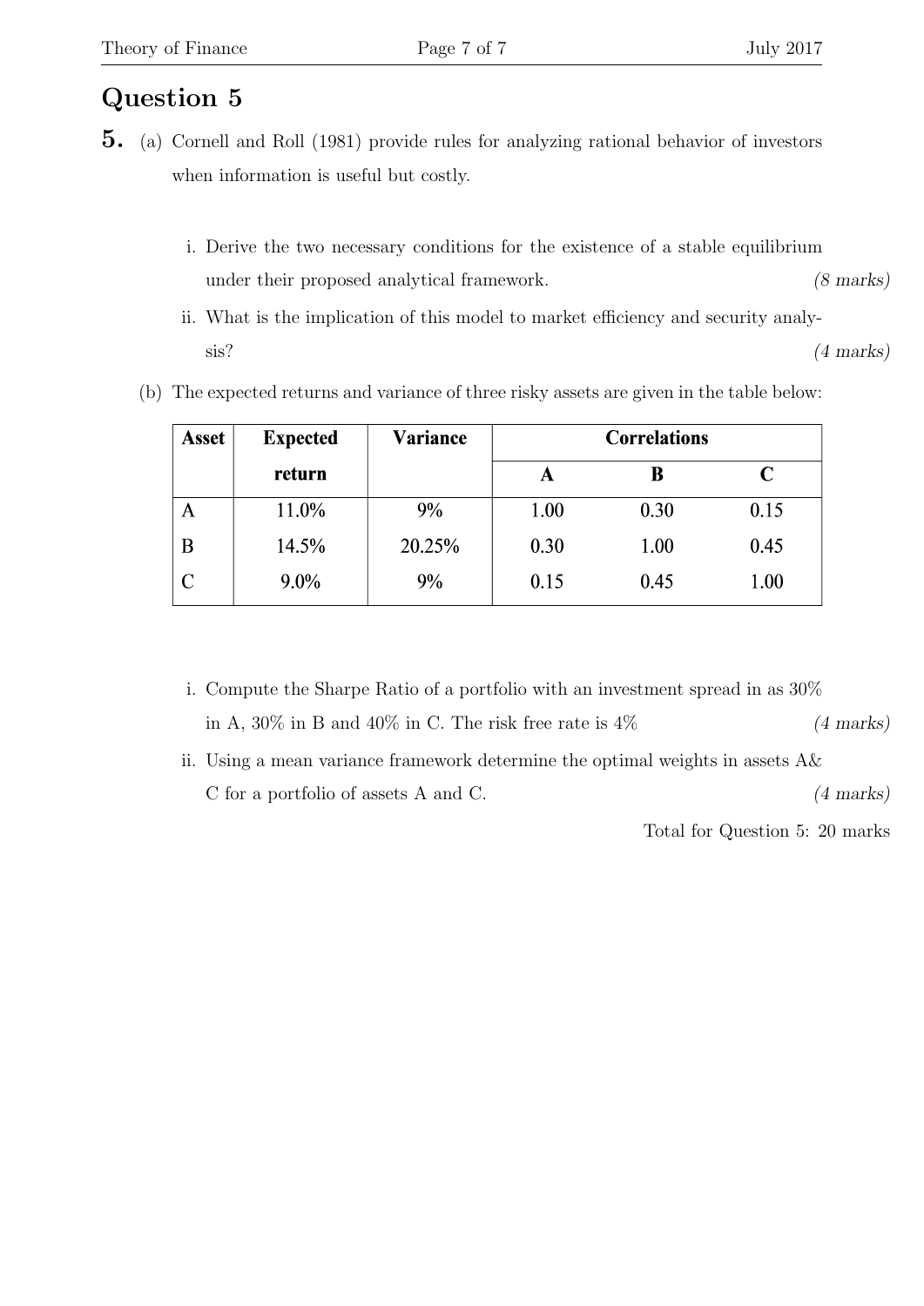# Question 5

**5.** (a) Cornell and Roll (1981) provide rules for analyzing rational behavior of investors when information is useful but costly.

i. Derive the two necessary conditions for the existence of a stable equilibrium under their proposed analytical framework. *(8 marks)*

ii. What is the implication of this model to market efficiency and security analysis? *(4 marks)*

(b) The expected returns and variance of three risky assets are given in the table below:

| Asset | Expected return | Variance | Correlations | | |
|---|---|---|---|---|---|
| | | | A | B | C |
| A | 11.0% | 9% | 1.00 | 0.30 | 0.15 |
| B | 14.5% | 20.25% | 0.30 | 1.00 | 0.45 |
| C | 9.0% | 9% | 0.15 | 0.45 | 1.00 |

i. Compute the Sharpe Ratio of a portfolio with an investment spread in as 30% in A, 30% in B and 40% in C. The risk free rate is 4% *(4 marks)*

ii. Using a mean variance framework determine the optimal weights in assets A& C for a portfolio of assets A and C. *(4 marks)*

Total for Question 5: 20 marks